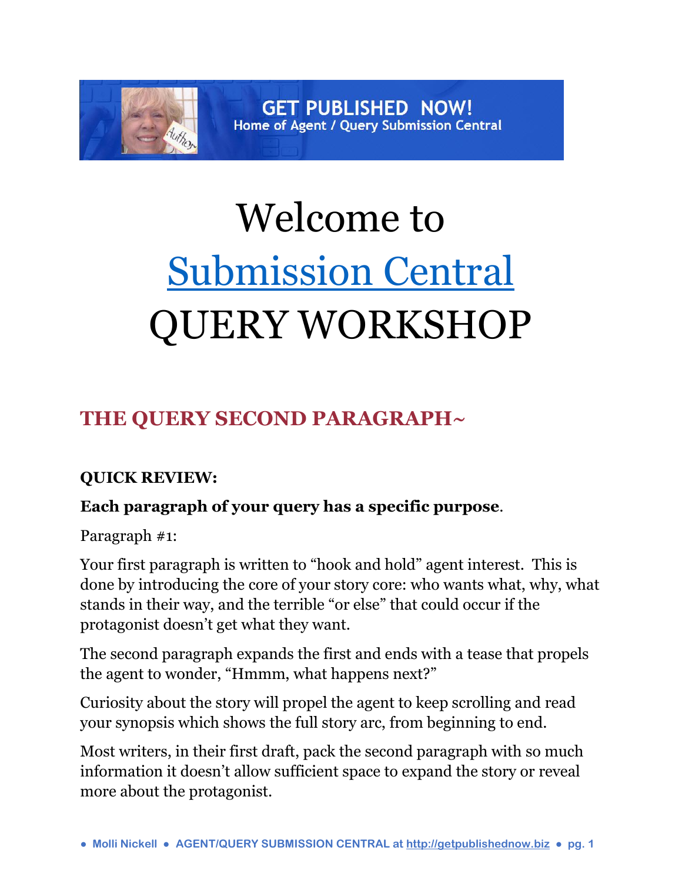GET PUBLISHED NOW!
Home of Agent / Query Submission Central

# Welcome to Submission Central QUERY WORKSHOP

## THE QUERY SECOND PARAGRAPH~

**QUICK REVIEW:**

**Each paragraph of your query has a specific purpose**.

Paragraph #1:

Your first paragraph is written to "hook and hold" agent interest. This is done by introducing the core of your story core: who wants what, why, what stands in their way, and the terrible "or else" that could occur if the protagonist doesn't get what they want.

The second paragraph expands the first and ends with a tease that propels the agent to wonder, "Hmmm, what happens next?"

Curiosity about the story will propel the agent to keep scrolling and read your synopsis which shows the full story arc, from beginning to end.

Most writers, in their first draft, pack the second paragraph with so much information it doesn't allow sufficient space to expand the story or reveal more about the protagonist.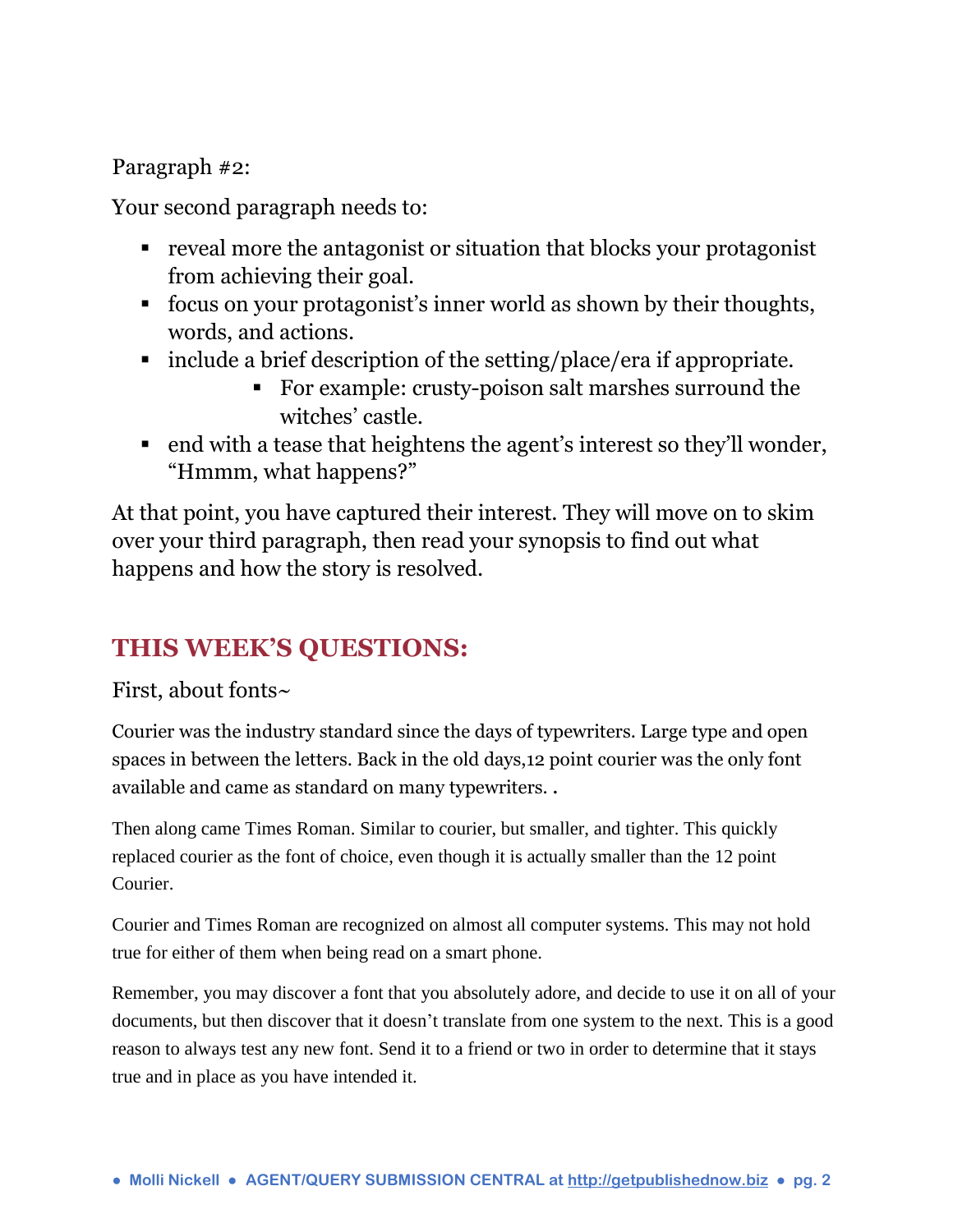Paragraph #2:

Your second paragraph needs to:

- reveal more the antagonist or situation that blocks your protagonist from achieving their goal.
- focus on your protagonist's inner world as shown by their thoughts, words, and actions.
- include a brief description of the setting/place/era if appropriate.
    - For example: crusty-poison salt marshes surround the witches' castle.
- end with a tease that heightens the agent's interest so they'll wonder, "Hmmm, what happens?"

At that point, you have captured their interest. They will move on to skim over your third paragraph, then read your synopsis to find out what happens and how the story is resolved.

## THIS WEEK'S QUESTIONS:

First, about fonts~

Courier was the industry standard since the days of typewriters. Large type and open spaces in between the letters. Back in the old days,12 point courier was the only font available and came as standard on many typewriters. .

Then along came Times Roman. Similar to courier, but smaller, and tighter. This quickly replaced courier as the font of choice, even though it is actually smaller than the 12 point Courier.

Courier and Times Roman are recognized on almost all computer systems. This may not hold true for either of them when being read on a smart phone.

Remember, you may discover a font that you absolutely adore, and decide to use it on all of your documents, but then discover that it doesn't translate from one system to the next. This is a good reason to always test any new font. Send it to a friend or two in order to determine that it stays true and in place as you have intended it.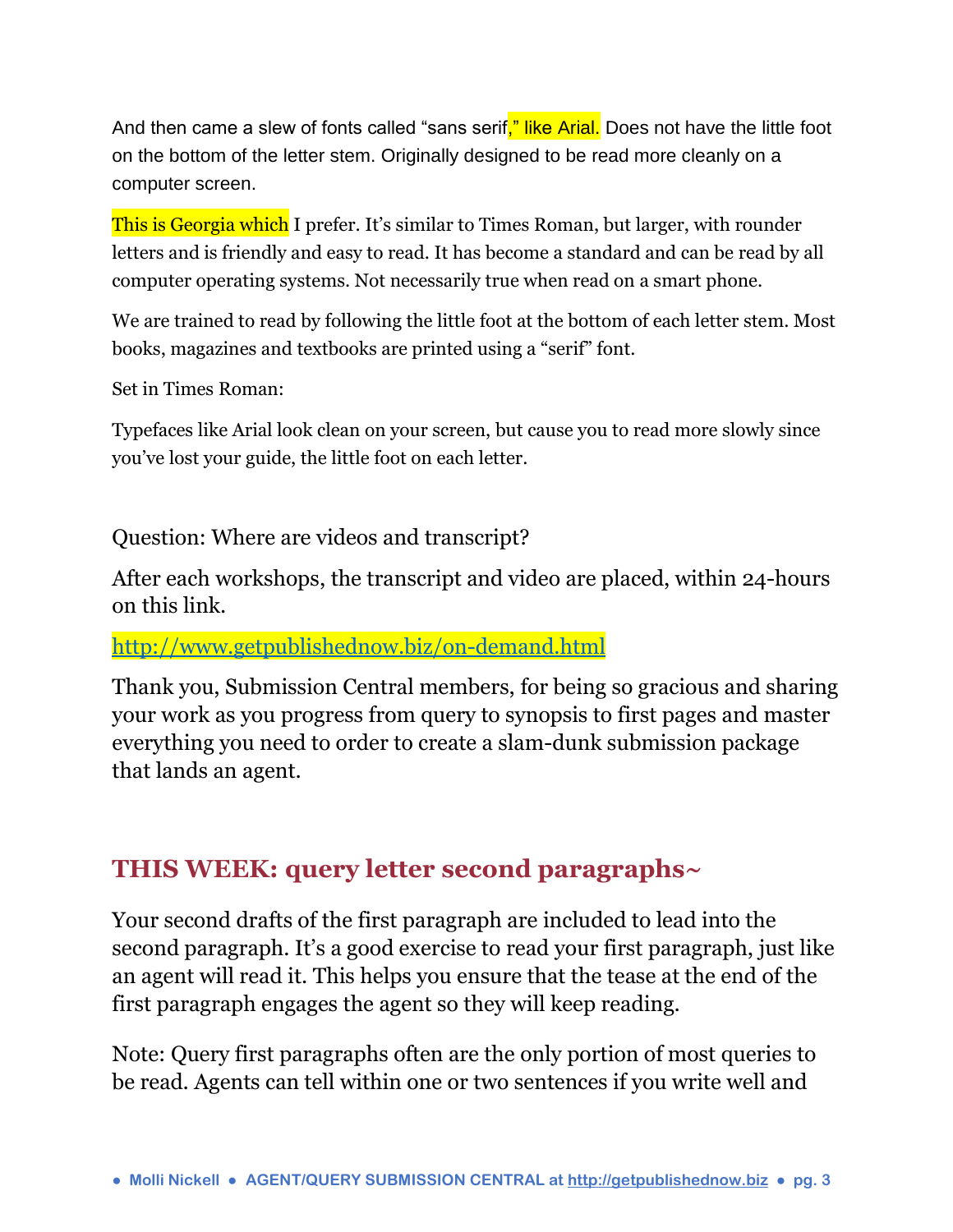And then came a slew of fonts called “sans serif,” like Arial. Does not have the little foot on the bottom of the letter stem. Originally designed to be read more cleanly on a computer screen.

This is Georgia which I prefer. It’s similar to Times Roman, but larger, with rounder letters and is friendly and easy to read. It has become a standard and can be read by all computer operating systems. Not necessarily true when read on a smart phone.

We are trained to read by following the little foot at the bottom of each letter stem. Most books, magazines and textbooks are printed using a “serif” font.

Set in Times Roman:

Typefaces like Arial look clean on your screen, but cause you to read more slowly since you’ve lost your guide, the little foot on each letter.

Question: Where are videos and transcript?

After each workshops, the transcript and video are placed, within 24-hours on this link.

http://www.getpublishednow.biz/on-demand.html

Thank you, Submission Central members, for being so gracious and sharing your work as you progress from query to synopsis to first pages and master everything you need to order to create a slam-dunk submission package that lands an agent.

## THIS WEEK: query letter second paragraphs~

Your second drafts of the first paragraph are included to lead into the second paragraph. It’s a good exercise to read your first paragraph, just like an agent will read it. This helps you ensure that the tease at the end of the first paragraph engages the agent so they will keep reading.

Note: Query first paragraphs often are the only portion of most queries to be read. Agents can tell within one or two sentences if you write well and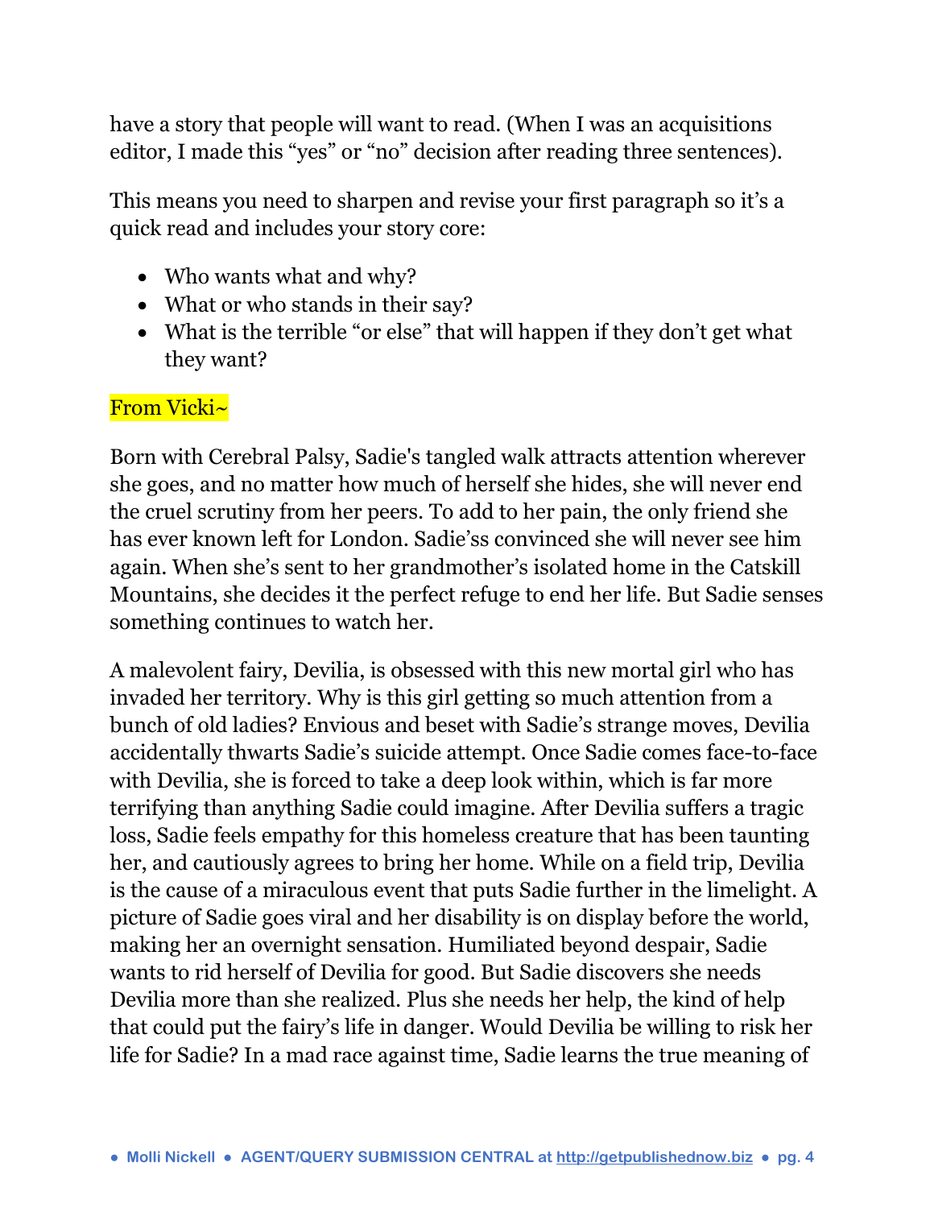have a story that people will want to read. (When I was an acquisitions editor, I made this "yes" or "no" decision after reading three sentences).

This means you need to sharpen and revise your first paragraph so it's a quick read and includes your story core:

- Who wants what and why?
- What or who stands in their say?
- What is the terrible "or else" that will happen if they don't get what they want?

From Vicki~

Born with Cerebral Palsy, Sadie's tangled walk attracts attention wherever she goes, and no matter how much of herself she hides, she will never end the cruel scrutiny from her peers. To add to her pain, the only friend she has ever known left for London. Sadie'ss convinced she will never see him again. When she's sent to her grandmother's isolated home in the Catskill Mountains, she decides it the perfect refuge to end her life. But Sadie senses something continues to watch her.

A malevolent fairy, Devilia, is obsessed with this new mortal girl who has invaded her territory. Why is this girl getting so much attention from a bunch of old ladies? Envious and beset with Sadie's strange moves, Devilia accidentally thwarts Sadie's suicide attempt. Once Sadie comes face-to-face with Devilia, she is forced to take a deep look within, which is far more terrifying than anything Sadie could imagine. After Devilia suffers a tragic loss, Sadie feels empathy for this homeless creature that has been taunting her, and cautiously agrees to bring her home. While on a field trip, Devilia is the cause of a miraculous event that puts Sadie further in the limelight. A picture of Sadie goes viral and her disability is on display before the world, making her an overnight sensation. Humiliated beyond despair, Sadie wants to rid herself of Devilia for good. But Sadie discovers she needs Devilia more than she realized. Plus she needs her help, the kind of help that could put the fairy's life in danger. Would Devilia be willing to risk her life for Sadie? In a mad race against time, Sadie learns the true meaning of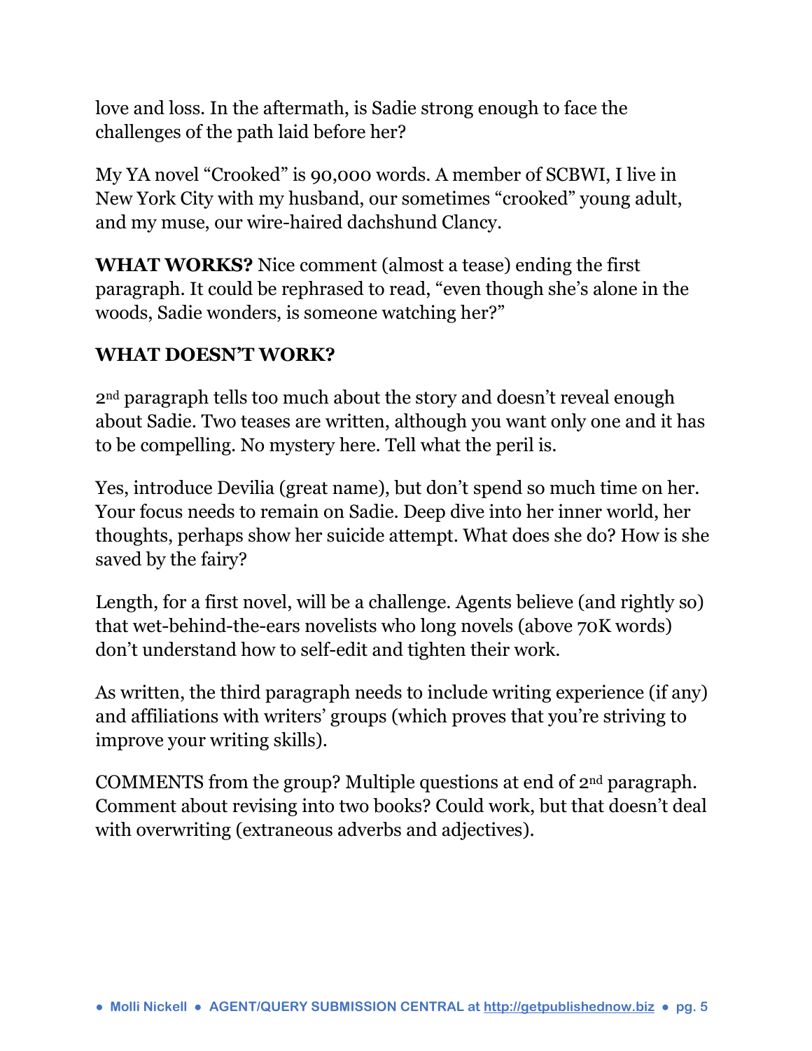love and loss. In the aftermath, is Sadie strong enough to face the challenges of the path laid before her?

My YA novel “Crooked” is 90,000 words. A member of SCBWI, I live in New York City with my husband, our sometimes “crooked” young adult, and my muse, our wire-haired dachshund Clancy.

**WHAT WORKS?** Nice comment (almost a tease) ending the first paragraph. It could be rephrased to read, “even though she’s alone in the woods, Sadie wonders, is someone watching her?”

**WHAT DOESN’T WORK?**

2nd paragraph tells too much about the story and doesn’t reveal enough about Sadie. Two teases are written, although you want only one and it has to be compelling. No mystery here. Tell what the peril is.

Yes, introduce Devilia (great name), but don’t spend so much time on her. Your focus needs to remain on Sadie. Deep dive into her inner world, her thoughts, perhaps show her suicide attempt. What does she do? How is she saved by the fairy?

Length, for a first novel, will be a challenge. Agents believe (and rightly so) that wet-behind-the-ears novelists who long novels (above 70K words) don’t understand how to self-edit and tighten their work.

As written, the third paragraph needs to include writing experience (if any) and affiliations with writers’ groups (which proves that you’re striving to improve your writing skills).

COMMENTS from the group? Multiple questions at end of 2nd paragraph. Comment about revising into two books? Could work, but that doesn’t deal with overwriting (extraneous adverbs and adjectives).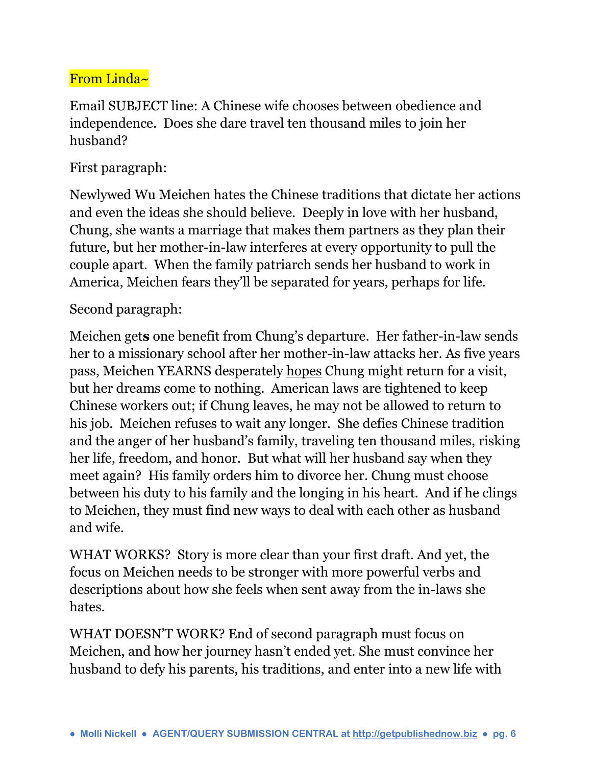From Linda~

Email SUBJECT line: A Chinese wife chooses between obedience and independence. Does she dare travel ten thousand miles to join her husband?

First paragraph:

Newlywed Wu Meichen hates the Chinese traditions that dictate her actions and even the ideas she should believe. Deeply in love with her husband, Chung, she wants a marriage that makes them partners as they plan their future, but her mother-in-law interferes at every opportunity to pull the couple apart. When the family patriarch sends her husband to work in America, Meichen fears they'll be separated for years, perhaps for life.

Second paragraph:

Meichen get**s** one benefit from Chung's departure. Her father-in-law sends her to a missionary school after her mother-in-law attacks her. As five years pass, Meichen YEARNS desperately <u>hopes</u> Chung might return for a visit, but her dreams come to nothing. American laws are tightened to keep Chinese workers out; if Chung leaves, he may not be allowed to return to his job. Meichen refuses to wait any longer. She defies Chinese tradition and the anger of her husband's family, traveling ten thousand miles, risking her life, freedom, and honor. But what will her husband say when they meet again? His family orders him to divorce her. Chung must choose between his duty to his family and the longing in his heart. And if he clings to Meichen, they must find new ways to deal with each other as husband and wife.

WHAT WORKS? Story is more clear than your first draft. And yet, the focus on Meichen needs to be stronger with more powerful verbs and descriptions about how she feels when sent away from the in-laws she hates.

WHAT DOESN'T WORK? End of second paragraph must focus on Meichen, and how her journey hasn't ended yet. She must convince her husband to defy his parents, his traditions, and enter into a new life with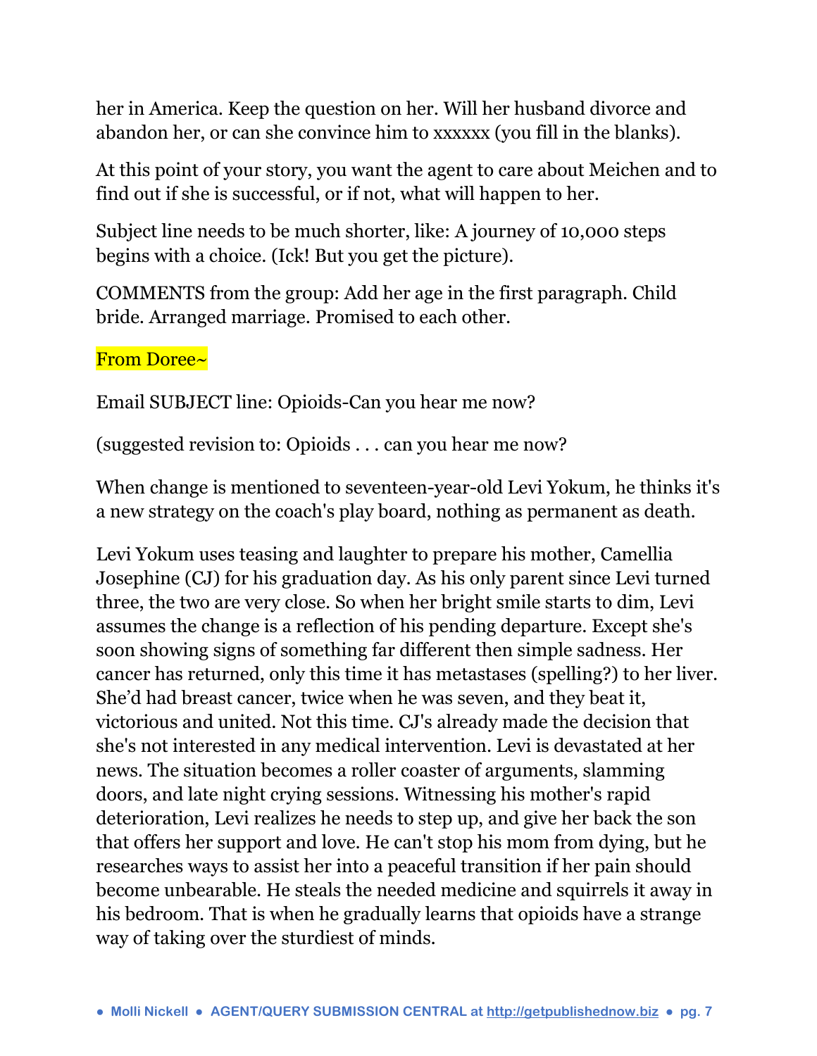her in America. Keep the question on her. Will her husband divorce and abandon her, or can she convince him to xxxxxx (you fill in the blanks).

At this point of your story, you want the agent to care about Meichen and to find out if she is successful, or if not, what will happen to her.

Subject line needs to be much shorter, like: A journey of 10,000 steps begins with a choice. (Ick! But you get the picture).

COMMENTS from the group: Add her age in the first paragraph. Child bride. Arranged marriage. Promised to each other.

From Doree~

Email SUBJECT line: Opioids-Can you hear me now?

(suggested revision to: Opioids . . . can you hear me now?

When change is mentioned to seventeen-year-old Levi Yokum, he thinks it's a new strategy on the coach's play board, nothing as permanent as death.

Levi Yokum uses teasing and laughter to prepare his mother, Camellia Josephine (CJ) for his graduation day. As his only parent since Levi turned three, the two are very close. So when her bright smile starts to dim, Levi assumes the change is a reflection of his pending departure. Except she's soon showing signs of something far different then simple sadness. Her cancer has returned, only this time it has metastases (spelling?) to her liver. She'd had breast cancer, twice when he was seven, and they beat it, victorious and united. Not this time. CJ's already made the decision that she's not interested in any medical intervention. Levi is devastated at her news. The situation becomes a roller coaster of arguments, slamming doors, and late night crying sessions. Witnessing his mother's rapid deterioration, Levi realizes he needs to step up, and give her back the son that offers her support and love. He can't stop his mom from dying, but he researches ways to assist her into a peaceful transition if her pain should become unbearable. He steals the needed medicine and squirrels it away in his bedroom. That is when he gradually learns that opioids have a strange way of taking over the sturdiest of minds.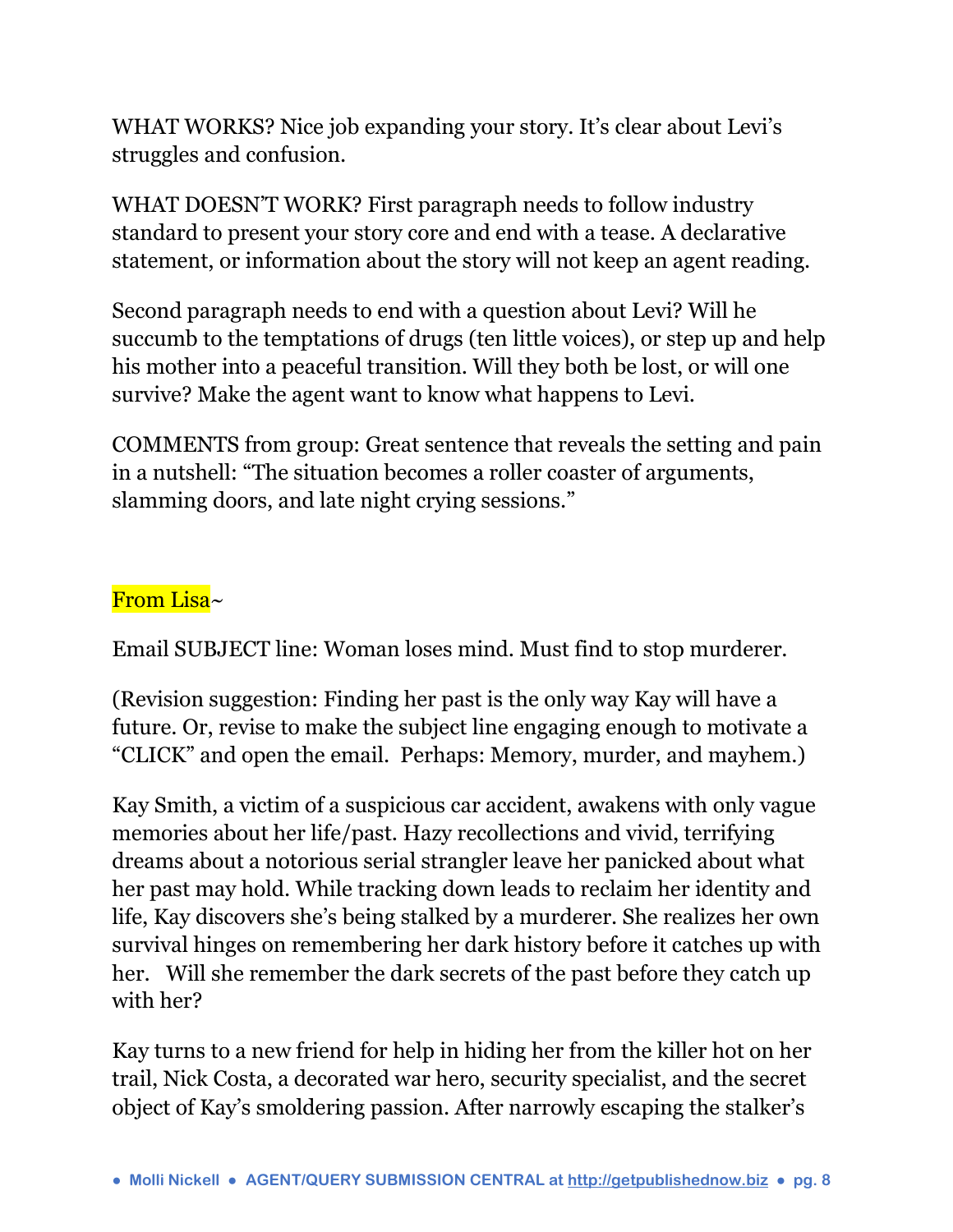WHAT WORKS? Nice job expanding your story. It's clear about Levi's struggles and confusion.

WHAT DOESN'T WORK? First paragraph needs to follow industry standard to present your story core and end with a tease. A declarative statement, or information about the story will not keep an agent reading.

Second paragraph needs to end with a question about Levi? Will he succumb to the temptations of drugs (ten little voices), or step up and help his mother into a peaceful transition. Will they both be lost, or will one survive? Make the agent want to know what happens to Levi.

COMMENTS from group: Great sentence that reveals the setting and pain in a nutshell: "The situation becomes a roller coaster of arguments, slamming doors, and late night crying sessions."

From Lisa~

Email SUBJECT line: Woman loses mind. Must find to stop murderer.

(Revision suggestion: Finding her past is the only way Kay will have a future. Or, revise to make the subject line engaging enough to motivate a "CLICK" and open the email. Perhaps: Memory, murder, and mayhem.)

Kay Smith, a victim of a suspicious car accident, awakens with only vague memories about her life/past. Hazy recollections and vivid, terrifying dreams about a notorious serial strangler leave her panicked about what her past may hold. While tracking down leads to reclaim her identity and life, Kay discovers she's being stalked by a murderer. She realizes her own survival hinges on remembering her dark history before it catches up with her. Will she remember the dark secrets of the past before they catch up with her?

Kay turns to a new friend for help in hiding her from the killer hot on her trail, Nick Costa, a decorated war hero, security specialist, and the secret object of Kay's smoldering passion. After narrowly escaping the stalker's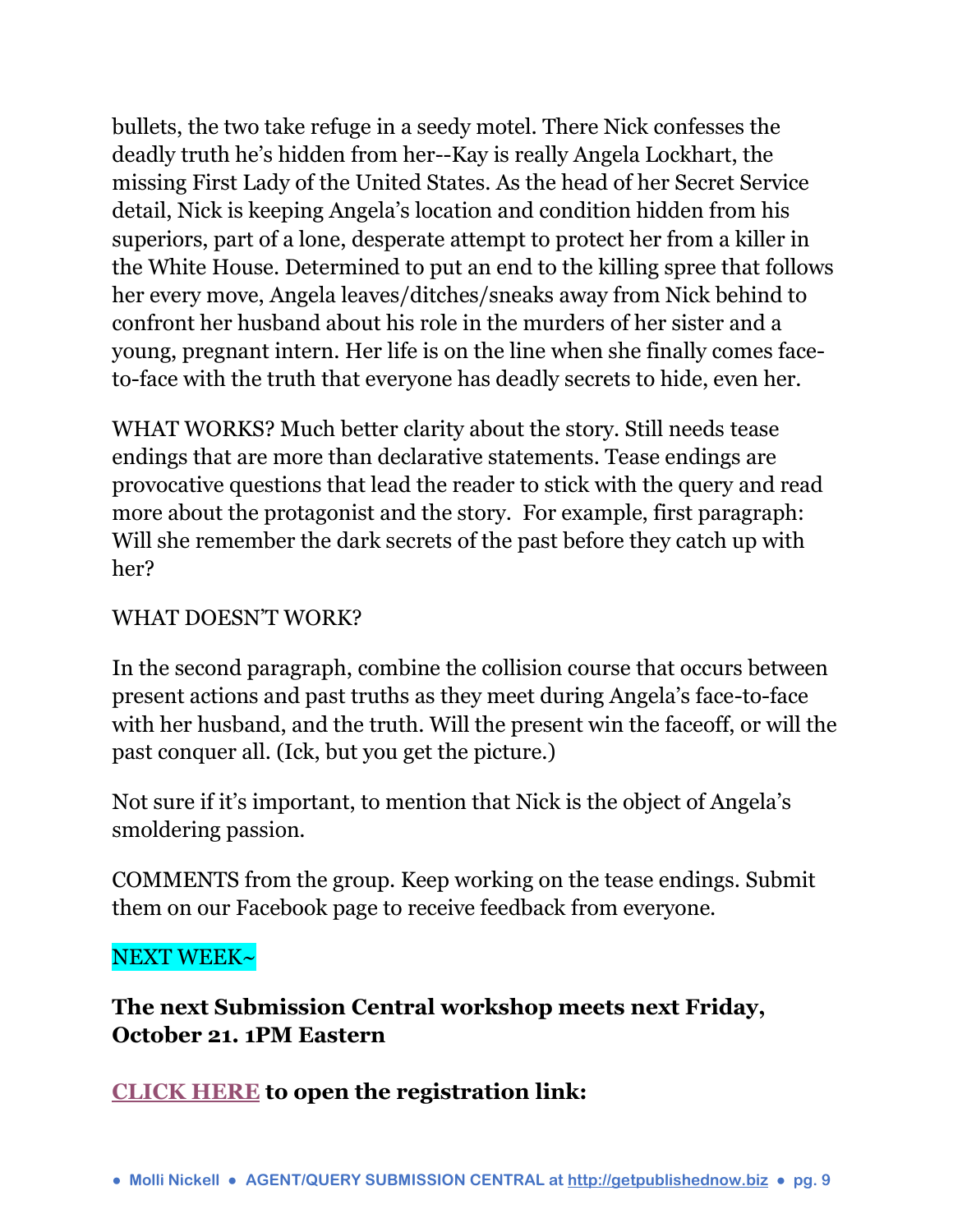bullets, the two take refuge in a seedy motel. There Nick confesses the deadly truth he's hidden from her--Kay is really Angela Lockhart, the missing First Lady of the United States. As the head of her Secret Service detail, Nick is keeping Angela's location and condition hidden from his superiors, part of a lone, desperate attempt to protect her from a killer in the White House. Determined to put an end to the killing spree that follows her every move, Angela leaves/ditches/sneaks away from Nick behind to confront her husband about his role in the murders of her sister and a young, pregnant intern. Her life is on the line when she finally comes face-to-face with the truth that everyone has deadly secrets to hide, even her.

WHAT WORKS? Much better clarity about the story. Still needs tease endings that are more than declarative statements. Tease endings are provocative questions that lead the reader to stick with the query and read more about the protagonist and the story. For example, first paragraph: Will she remember the dark secrets of the past before they catch up with her?

WHAT DOESN'T WORK?

In the second paragraph, combine the collision course that occurs between present actions and past truths as they meet during Angela's face-to-face with her husband, and the truth. Will the present win the faceoff, or will the past conquer all. (Ick, but you get the picture.)

Not sure if it's important, to mention that Nick is the object of Angela's smoldering passion.

COMMENTS from the group. Keep working on the tease endings. Submit them on our Facebook page to receive feedback from everyone.

NEXT WEEK~

**The next Submission Central workshop meets next Friday, October 21. 1PM Eastern**

**CLICK HERE to open the registration link:**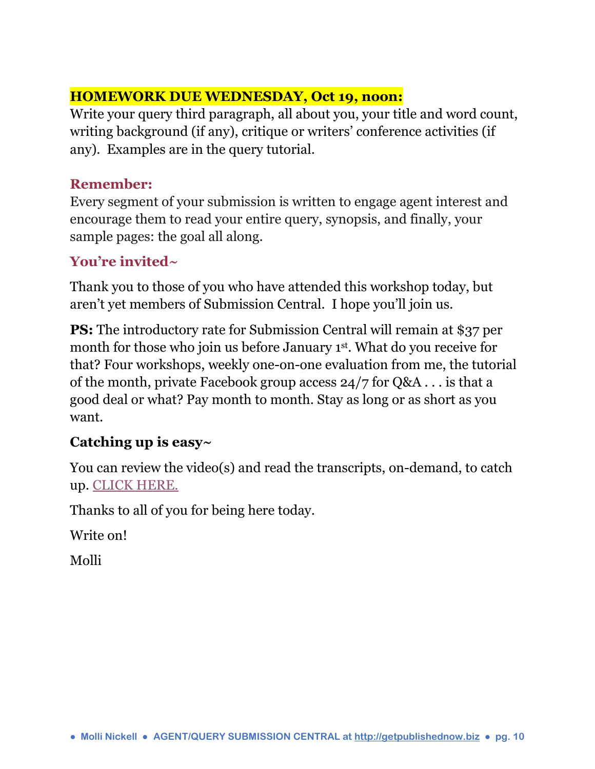**HOMEWORK DUE WEDNESDAY, Oct 19, noon:**

Write your query third paragraph, all about you, your title and word count, writing background (if any), critique or writers' conference activities (if any). Examples are in the query tutorial.

**Remember:**

Every segment of your submission is written to engage agent interest and encourage them to read your entire query, synopsis, and finally, your sample pages: the goal all along.

**You're invited~**

Thank you to those of you who have attended this workshop today, but aren't yet members of Submission Central. I hope you'll join us.

**PS:** The introductory rate for Submission Central will remain at $37 per month for those who join us before January 1st. What do you receive for that? Four workshops, weekly one-on-one evaluation from me, the tutorial of the month, private Facebook group access 24/7 for Q&A . . . is that a good deal or what? Pay month to month. Stay as long or as short as you want.

**Catching up is easy~**

You can review the video(s) and read the transcripts, on-demand, to catch up. CLICK HERE.

Thanks to all of you for being here today.

Write on!

Molli